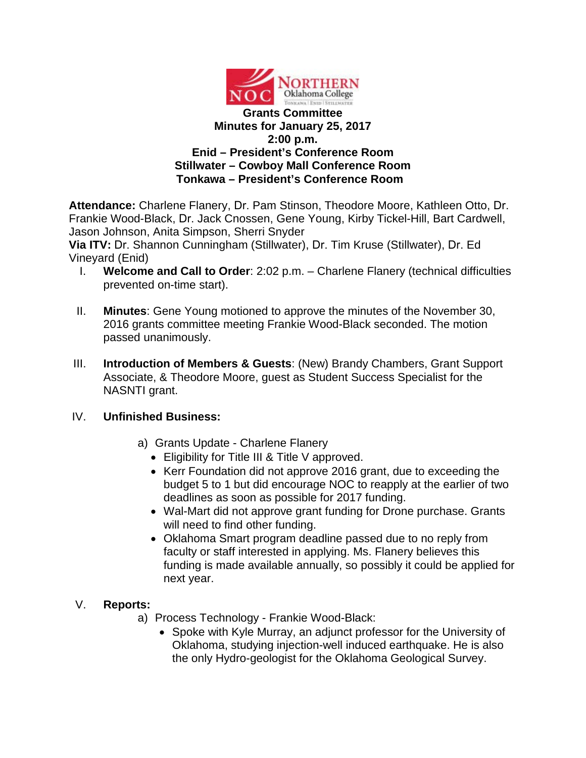# Grants Committee

## Minutes for January 25, 2017

**2:00 p.m.**
**Enid – President's Conference Room**
**Stillwater – Cowboy Mall Conference Room**
**Tonkawa – President's Conference Room**

**Attendance:** Charlene Flanery, Dr. Pam Stinson, Theodore Moore, Kathleen Otto, Dr. Frankie Wood-Black, Dr. Jack Cnossen, Gene Young, Kirby Tickel-Hill, Bart Cardwell, Jason Johnson, Anita Simpson, Sherri Snyder
**Via ITV:** Dr. Shannon Cunningham (Stillwater), Dr. Tim Kruse (Stillwater), Dr. Ed Vineyard (Enid)

I. **Welcome and Call to Order**: 2:02 p.m. – Charlene Flanery (technical difficulties prevented on-time start).

II. **Minutes**: Gene Young motioned to approve the minutes of the November 30, 2016 grants committee meeting Frankie Wood-Black seconded. The motion passed unanimously.

III. **Introduction of Members & Guests**: (New) Brandy Chambers, Grant Support Associate, & Theodore Moore, guest as Student Success Specialist for the NASNTI grant.

IV. **Unfinished Business:**

   a) Grants Update - Charlene Flanery
      - Eligibility for Title III & Title V approved.
      - Kerr Foundation did not approve 2016 grant, due to exceeding the budget 5 to 1 but did encourage NOC to reapply at the earlier of two deadlines as soon as possible for 2017 funding.
      - Wal-Mart did not approve grant funding for Drone purchase. Grants will need to find other funding.
      - Oklahoma Smart program deadline passed due to no reply from faculty or staff interested in applying. Ms. Flanery believes this funding is made available annually, so possibly it could be applied for next year.

V. **Reports:**

   a) Process Technology - Frankie Wood-Black:
      - Spoke with Kyle Murray, an adjunct professor for the University of Oklahoma, studying injection-well induced earthquake. He is also the only Hydro-geologist for the Oklahoma Geological Survey.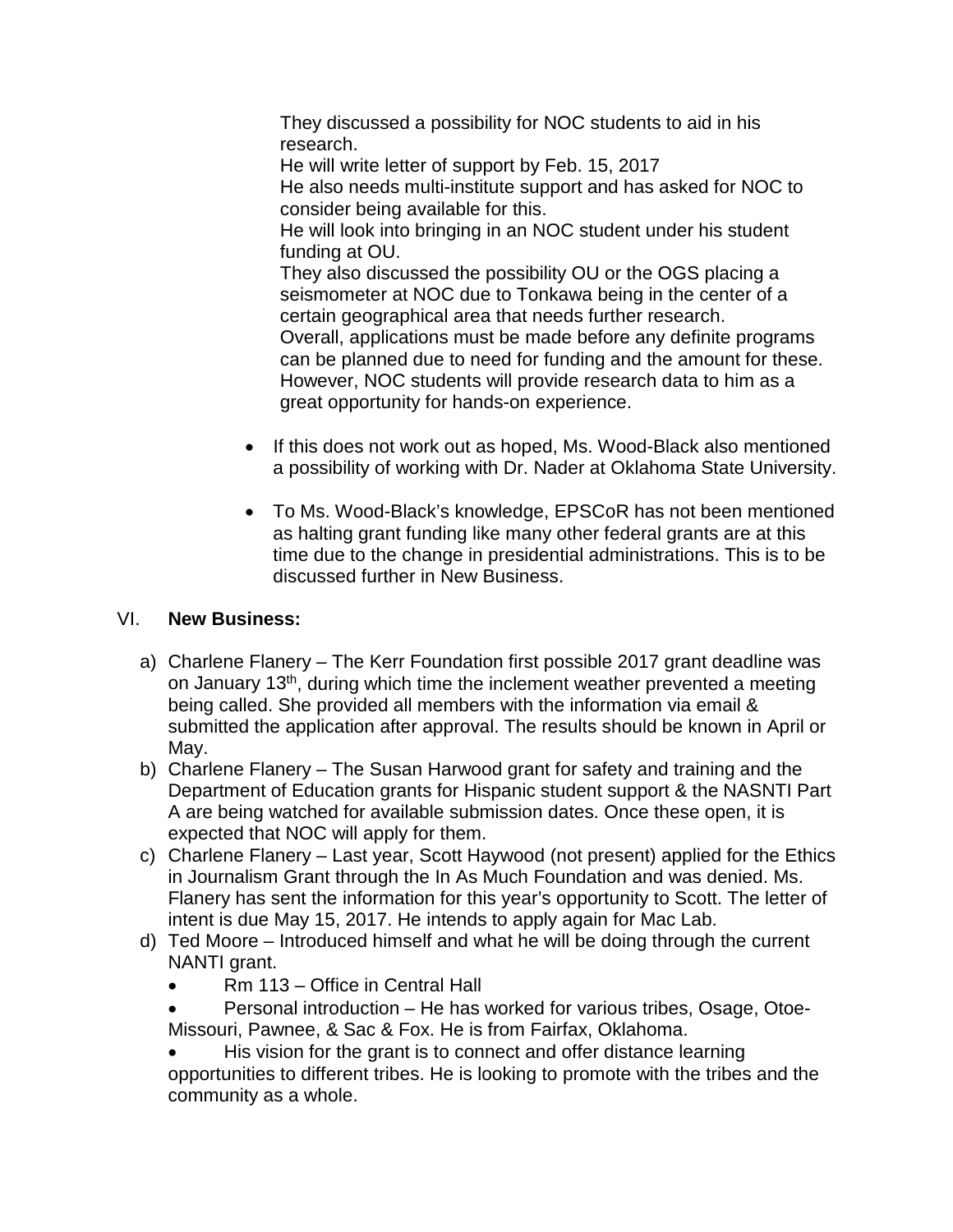They discussed a possibility for NOC students to aid in his research.
He will write letter of support by Feb. 15, 2017
He also needs multi-institute support and has asked for NOC to consider being available for this.
He will look into bringing in an NOC student under his student funding at OU.
They also discussed the possibility OU or the OGS placing a seismometer at NOC due to Tonkawa being in the center of a certain geographical area that needs further research.
Overall, applications must be made before any definite programs can be planned due to need for funding and the amount for these. However, NOC students will provide research data to him as a great opportunity for hands-on experience.

- If this does not work out as hoped, Ms. Wood-Black also mentioned a possibility of working with Dr. Nader at Oklahoma State University.
- To Ms. Wood-Black's knowledge, EPSCoR has not been mentioned as halting grant funding like many other federal grants are at this time due to the change in presidential administrations. This is to be discussed further in New Business.

## VI. **New Business:**

a) Charlene Flanery – The Kerr Foundation first possible 2017 grant deadline was on January 13th, during which time the inclement weather prevented a meeting being called. She provided all members with the information via email & submitted the application after approval. The results should be known in April or May.
b) Charlene Flanery – The Susan Harwood grant for safety and training and the Department of Education grants for Hispanic student support & the NASNTI Part A are being watched for available submission dates. Once these open, it is expected that NOC will apply for them.
c) Charlene Flanery – Last year, Scott Haywood (not present) applied for the Ethics in Journalism Grant through the In As Much Foundation and was denied. Ms. Flanery has sent the information for this year's opportunity to Scott. The letter of intent is due May 15, 2017. He intends to apply again for Mac Lab.
d) Ted Moore – Introduced himself and what he will be doing through the current NANTI grant.
    - Rm 113 – Office in Central Hall
    - Personal introduction – He has worked for various tribes, Osage, Otoe-Missouri, Pawnee, & Sac & Fox. He is from Fairfax, Oklahoma.
    - His vision for the grant is to connect and offer distance learning opportunities to different tribes. He is looking to promote with the tribes and the community as a whole.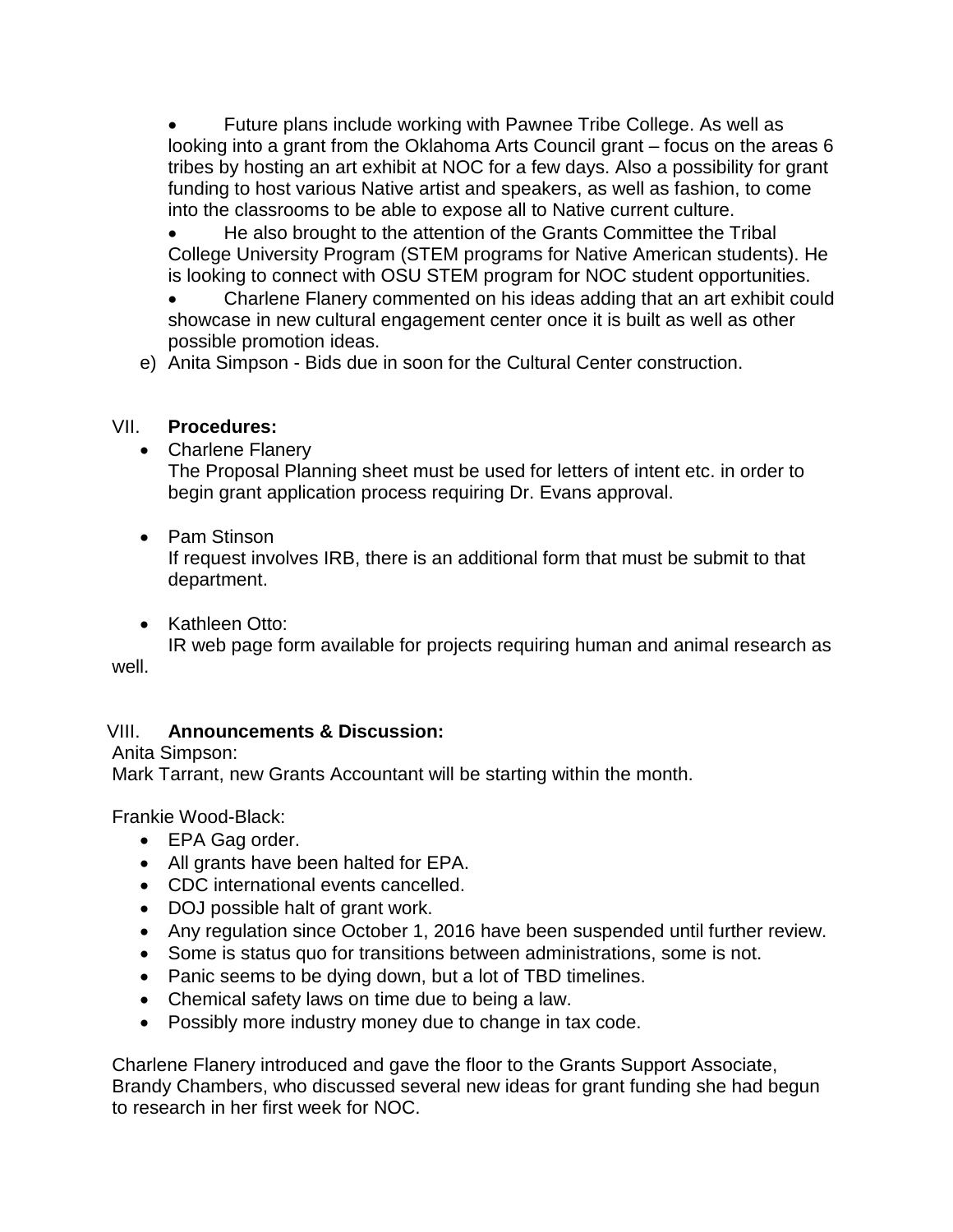- Future plans include working with Pawnee Tribe College. As well as looking into a grant from the Oklahoma Arts Council grant – focus on the areas 6 tribes by hosting an art exhibit at NOC for a few days. Also a possibility for grant funding to host various Native artist and speakers, as well as fashion, to come into the classrooms to be able to expose all to Native current culture.
- He also brought to the attention of the Grants Committee the Tribal College University Program (STEM programs for Native American students). He is looking to connect with OSU STEM program for NOC student opportunities.
- Charlene Flanery commented on his ideas adding that an art exhibit could showcase in new cultural engagement center once it is built as well as other possible promotion ideas.

e) Anita Simpson - Bids due in soon for the Cultural Center construction.

VII. **Procedures:**

- Charlene Flanery
  The Proposal Planning sheet must be used for letters of intent etc. in order to begin grant application process requiring Dr. Evans approval.

- Pam Stinson
  If request involves IRB, there is an additional form that must be submit to that department.

- Kathleen Otto:
  IR web page form available for projects requiring human and animal research as well.

VIII. **Announcements & Discussion:**

Anita Simpson:
Mark Tarrant, new Grants Accountant will be starting within the month.

Frankie Wood-Black:

- EPA Gag order.
- All grants have been halted for EPA.
- CDC international events cancelled.
- DOJ possible halt of grant work.
- Any regulation since October 1, 2016 have been suspended until further review.
- Some is status quo for transitions between administrations, some is not.
- Panic seems to be dying down, but a lot of TBD timelines.
- Chemical safety laws on time due to being a law.
- Possibly more industry money due to change in tax code.

Charlene Flanery introduced and gave the floor to the Grants Support Associate, Brandy Chambers, who discussed several new ideas for grant funding she had begun to research in her first week for NOC.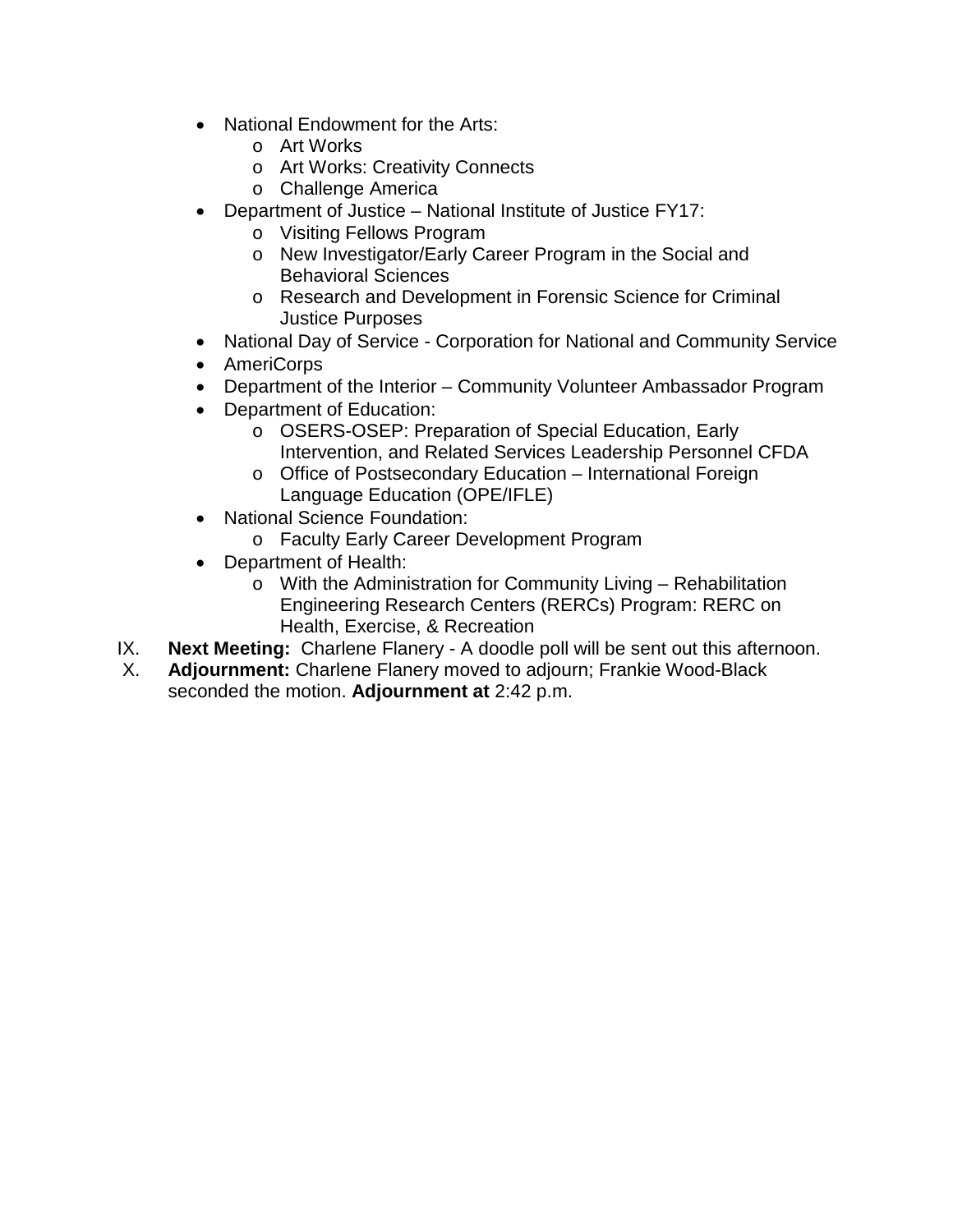- National Endowment for the Arts:
    - Art Works
    - Art Works: Creativity Connects
    - Challenge America
- Department of Justice – National Institute of Justice FY17:
    - Visiting Fellows Program
    - New Investigator/Early Career Program in the Social and Behavioral Sciences
    - Research and Development in Forensic Science for Criminal Justice Purposes
- National Day of Service - Corporation for National and Community Service
- AmeriCorps
- Department of the Interior – Community Volunteer Ambassador Program
- Department of Education:
    - OSERS-OSEP: Preparation of Special Education, Early Intervention, and Related Services Leadership Personnel CFDA
    - Office of Postsecondary Education – International Foreign Language Education (OPE/IFLE)
- National Science Foundation:
    - Faculty Early Career Development Program
- Department of Health:
    - With the Administration for Community Living – Rehabilitation Engineering Research Centers (RERCs) Program: RERC on Health, Exercise, & Recreation

IX. **Next Meeting:** Charlene Flanery - A doodle poll will be sent out this afternoon.

X. **Adjournment:** Charlene Flanery moved to adjourn; Frankie Wood-Black seconded the motion. **Adjournment at** 2:42 p.m.